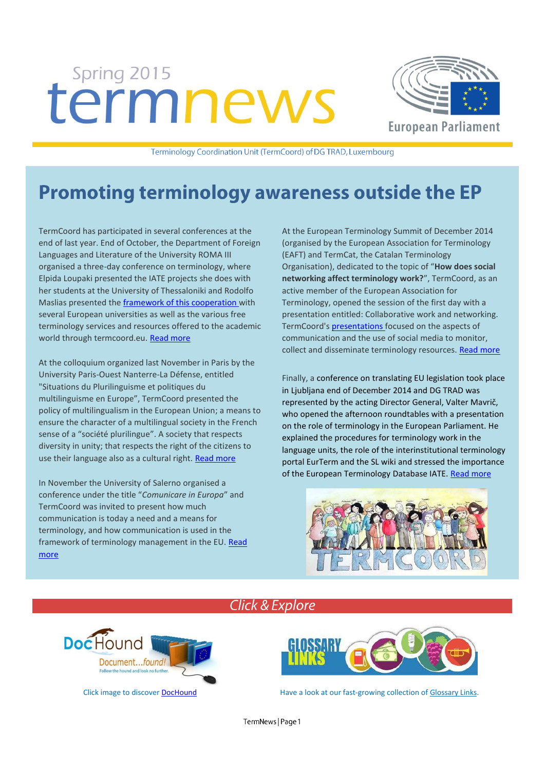Spring 2015

# termnews

European Parliament

Terminology Coordination Unit (TermCoord) of DG TRAD, Luxembourg

## Promoting terminology awareness outside the EP

TermCoord has participated in several conferences at the end of last year. End of October, the Department of Foreign Languages and Literature of the University ROMA III organised a three-day conference on terminology, where Elpida Loupaki presented the IATE projects she does with her students at the University of Thessaloniki and Rodolfo Maslias presented the framework of this cooperation with several European universities as well as the various free terminology services and resources offered to the academic world through termcoord.eu. Read more

At the colloquium organized last November in Paris by the University Paris-Ouest Nanterre-La Défense, entitled "Situations du Plurilinguisme et politiques du multilinguisme en Europe", TermCoord presented the policy of multilingualism in the European Union; a means to ensure the character of a multilingual society in the French sense of a "société plurilingue". A society that respects diversity in unity; that respects the right of the citizens to use their language also as a cultural right. Read more

In November the University of Salerno organised a conference under the title "*Comunicare in Europa*" and TermCoord was invited to present how much communication is today a need and a means for terminology, and how communication is used in the framework of terminology management in the EU. Read more

At the European Terminology Summit of December 2014 (organised by the European Association for Terminology (EAFT) and TermCat, the Catalan Terminology Organisation), dedicated to the topic of "**How does social networking affect terminology work?**", TermCoord, as an active member of the European Association for Terminology, opened the session of the first day with a presentation entitled: Collaborative work and networking. TermCoord's presentations focused on the aspects of communication and the use of social media to monitor, collect and disseminate terminology resources. Read more

Finally, a conference on translating EU legislation took place in Ljubljana end of December 2014 and DG TRAD was represented by the acting Director General, Valter Mavrič, who opened the afternoon roundtables with a presentation on the role of terminology in the European Parliament. He explained the procedures for terminology work in the language units, the role of the interinstitutional terminology portal EurTerm and the SL wiki and stressed the importance of the European Terminology Database IATE. Read more

## Click & Explore

Click image to discover DocHound

Have a look at our fast-growing collection of Glossary Links.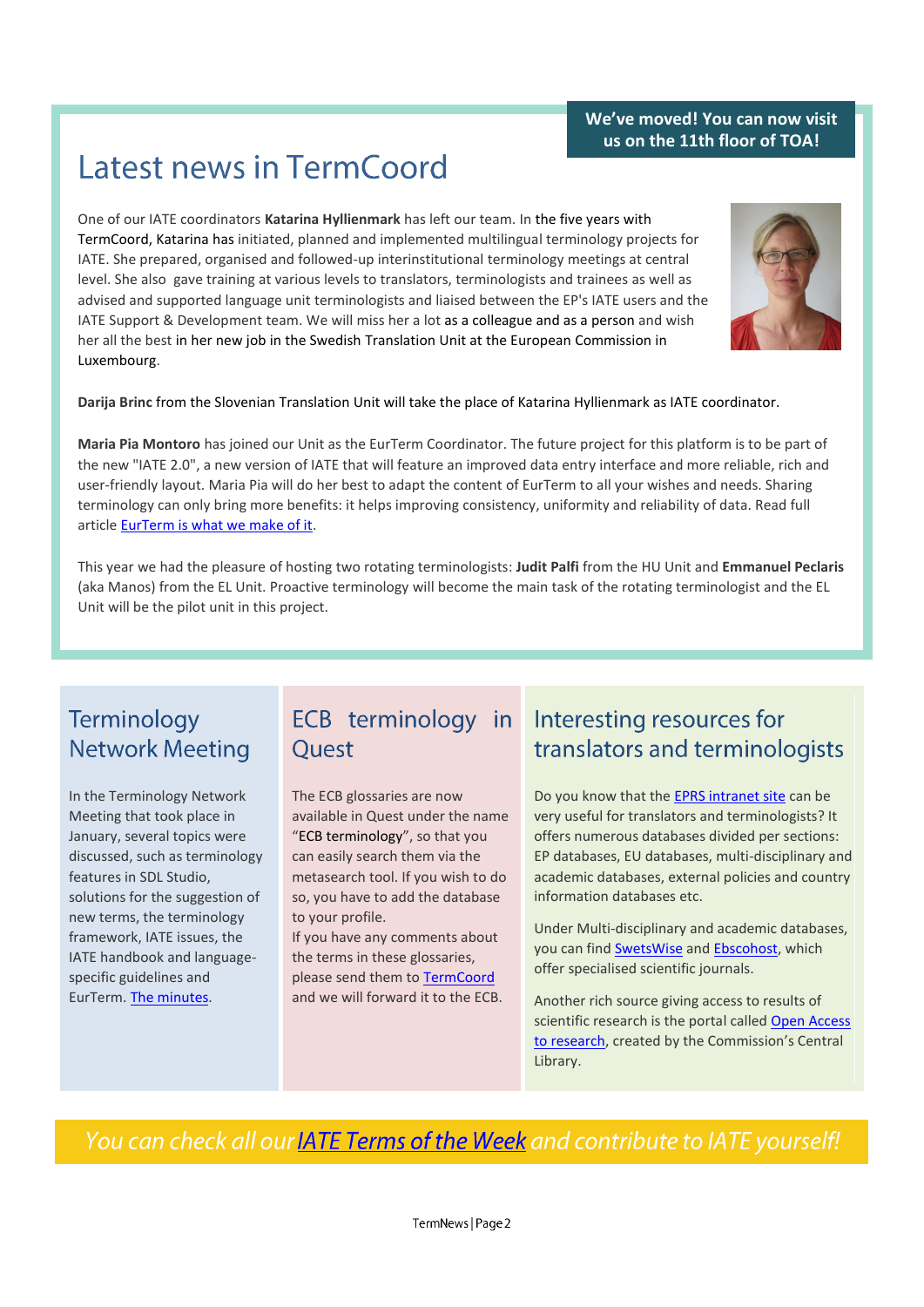**We've moved! You can now visit us on the 11th floor of TOA!**

# Latest news in TermCoord

One of our IATE coordinators **Katarina Hyllienmark** has left our team. In the five years with TermCoord, Katarina has initiated, planned and implemented multilingual terminology projects for IATE. She prepared, organised and followed-up interinstitutional terminology meetings at central level. She also gave training at various levels to translators, terminologists and trainees as well as advised and supported language unit terminologists and liaised between the EP's IATE users and the IATE Support & Development team. We will miss her a lot as a colleague and as a person and wish her all the best in her new job in the Swedish Translation Unit at the European Commission in Luxembourg.

**Darija Brinc** from the Slovenian Translation Unit will take the place of Katarina Hyllienmark as IATE coordinator.

**Maria Pia Montoro** has joined our Unit as the EurTerm Coordinator. The future project for this platform is to be part of the new "IATE 2.0", a new version of IATE that will feature an improved data entry interface and more reliable, rich and user-friendly layout. Maria Pia will do her best to adapt the content of EurTerm to all your wishes and needs. Sharing terminology can only bring more benefits: it helps improving consistency, uniformity and reliability of data. Read full article EurTerm is what we make of it.

This year we had the pleasure of hosting two rotating terminologists: **Judit Palfi** from the HU Unit and **Emmanuel Peclaris** (aka Manos) from the EL Unit. Proactive terminology will become the main task of the rotating terminologist and the EL Unit will be the pilot unit in this project.

## Terminology Network Meeting

In the Terminology Network Meeting that took place in January, several topics were discussed, such as terminology features in SDL Studio, solutions for the suggestion of new terms, the terminology framework, IATE issues, the IATE handbook and language-specific guidelines and EurTerm. The minutes.

## ECB terminology in Quest

The ECB glossaries are now available in Quest under the name "ECB terminology", so that you can easily search them via the metasearch tool. If you wish to do so, you have to add the database to your profile.
If you have any comments about the terms in these glossaries, please send them to TermCoord and we will forward it to the ECB.

## Interesting resources for translators and terminologists

Do you know that the EPRS intranet site can be very useful for translators and terminologists? It offers numerous databases divided per sections: EP databases, EU databases, multi-disciplinary and academic databases, external policies and country information databases etc.

Under Multi-disciplinary and academic databases, you can find SwetsWise and Ebscohost, which offer specialised scientific journals.

Another rich source giving access to results of scientific research is the portal called Open Access to research, created by the Commission's Central Library.

*You can check all our IATE Terms of the Week and contribute to IATE yourself!*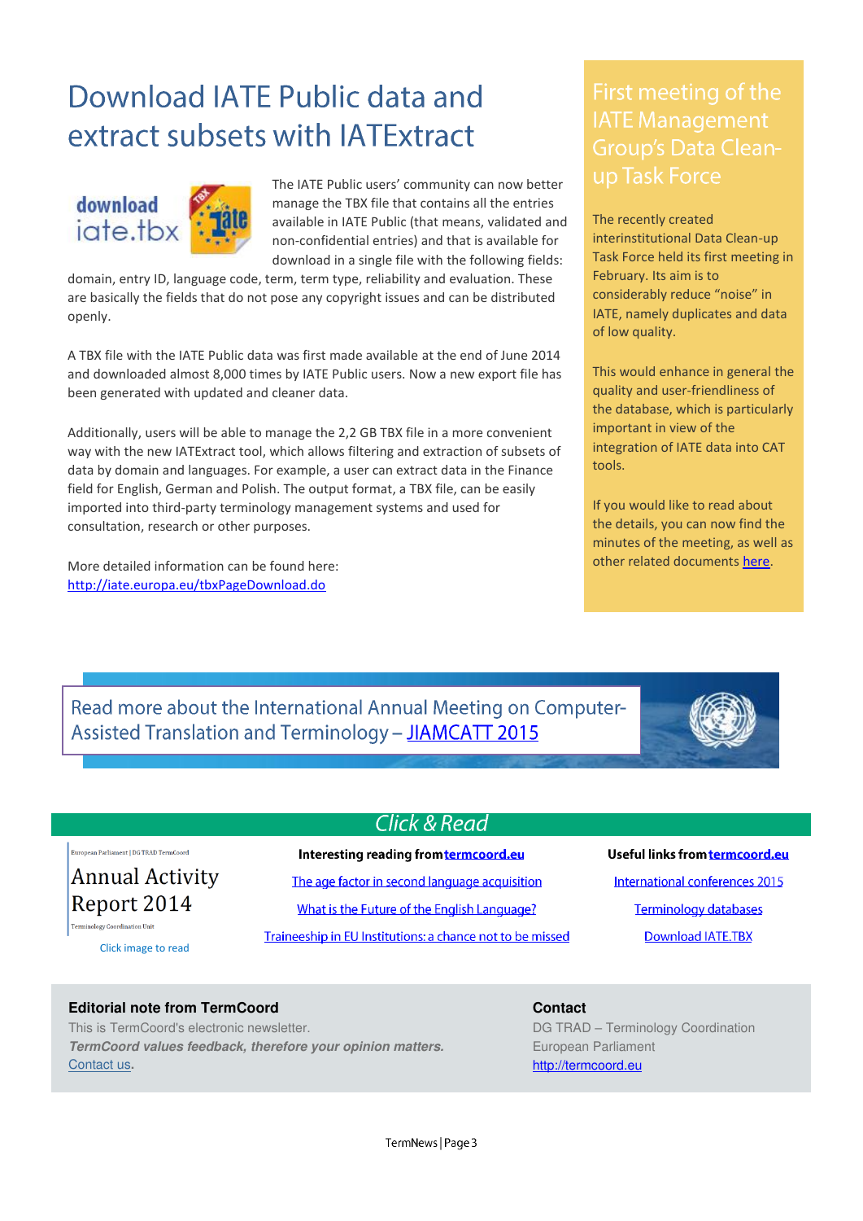# Download IATE Public data and extract subsets with IATExtract

The IATE Public users' community can now better manage the TBX file that contains all the entries available in IATE Public (that means, validated and non-confidential entries) and that is available for download in a single file with the following fields: domain, entry ID, language code, term, term type, reliability and evaluation. These are basically the fields that do not pose any copyright issues and can be distributed openly.

A TBX file with the IATE Public data was first made available at the end of June 2014 and downloaded almost 8,000 times by IATE Public users. Now a new export file has been generated with updated and cleaner data.

Additionally, users will be able to manage the 2,2 GB TBX file in a more convenient way with the new IATExtract tool, which allows filtering and extraction of subsets of data by domain and languages. For example, a user can extract data in the Finance field for English, German and Polish. The output format, a TBX file, can be easily imported into third-party terminology management systems and used for consultation, research or other purposes.

More detailed information can be found here:
http://iate.europa.eu/tbxPageDownload.do

## First meeting of the IATE Management Group's Data Clean-up Task Force

The recently created interinstitutional Data Clean-up Task Force held its first meeting in February. Its aim is to considerably reduce "noise" in IATE, namely duplicates and data of low quality.

This would enhance in general the quality and user-friendliness of the database, which is particularly important in view of the integration of IATE data into CAT tools.

If you would like to read about the details, you can now find the minutes of the meeting, as well as other related documents here.

Read more about the International Annual Meeting on Computer-Assisted Translation and Terminology – JIAMCATT 2015

## Click & Read

European Parliament | DG TRAD TermCoord

Annual Activity Report 2014

Terminology Coordination Unit

Click image to read

**Interesting reading from termcoord.eu**

- The age factor in second language acquisition
- What is the Future of the English Language?
- Traineeship in EU Institutions: a chance not to be missed

**Useful links from termcoord.eu**

- International conferences 2015
- Terminology databases
- Download IATE.TBX

**Editorial note from TermCoord**

This is TermCoord's electronic newsletter.

***TermCoord values feedback, therefore your opinion matters.***

Contact us.

**Contact**

DG TRAD – Terminology Coordination
European Parliament
http://termcoord.eu